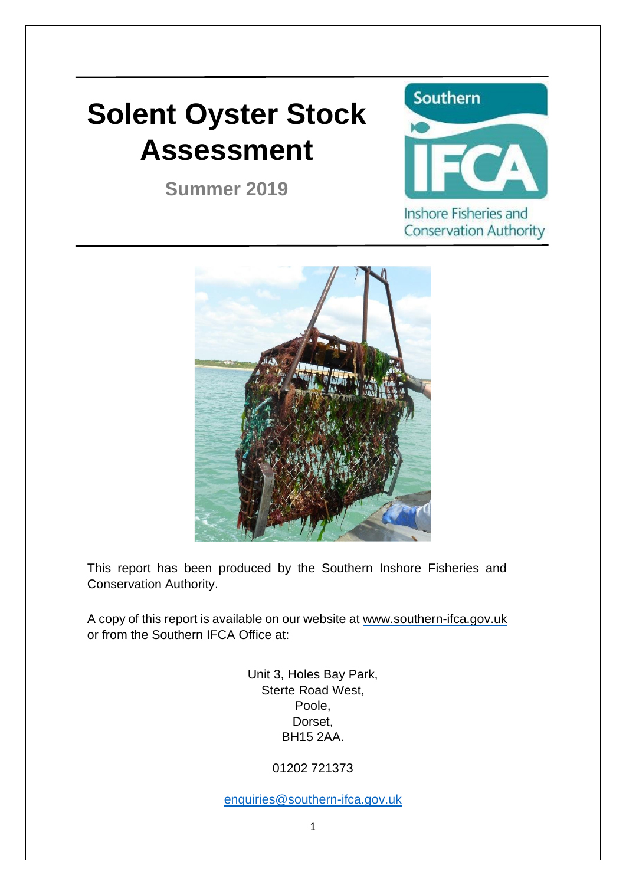# Solent Oyster Stock Assessment

**Summer 2019**

Southern IFCA

Inshore Fisheries and Conservation Authority

This report has been produced by the Southern Inshore Fisheries and Conservation Authority.

A copy of this report is available on our website at www.southern-ifca.gov.uk or from the Southern IFCA Office at:

Unit 3, Holes Bay Park,
Sterte Road West,
Poole,
Dorset,
BH15 2AA.

01202 721373

enquiries@southern-ifca.gov.uk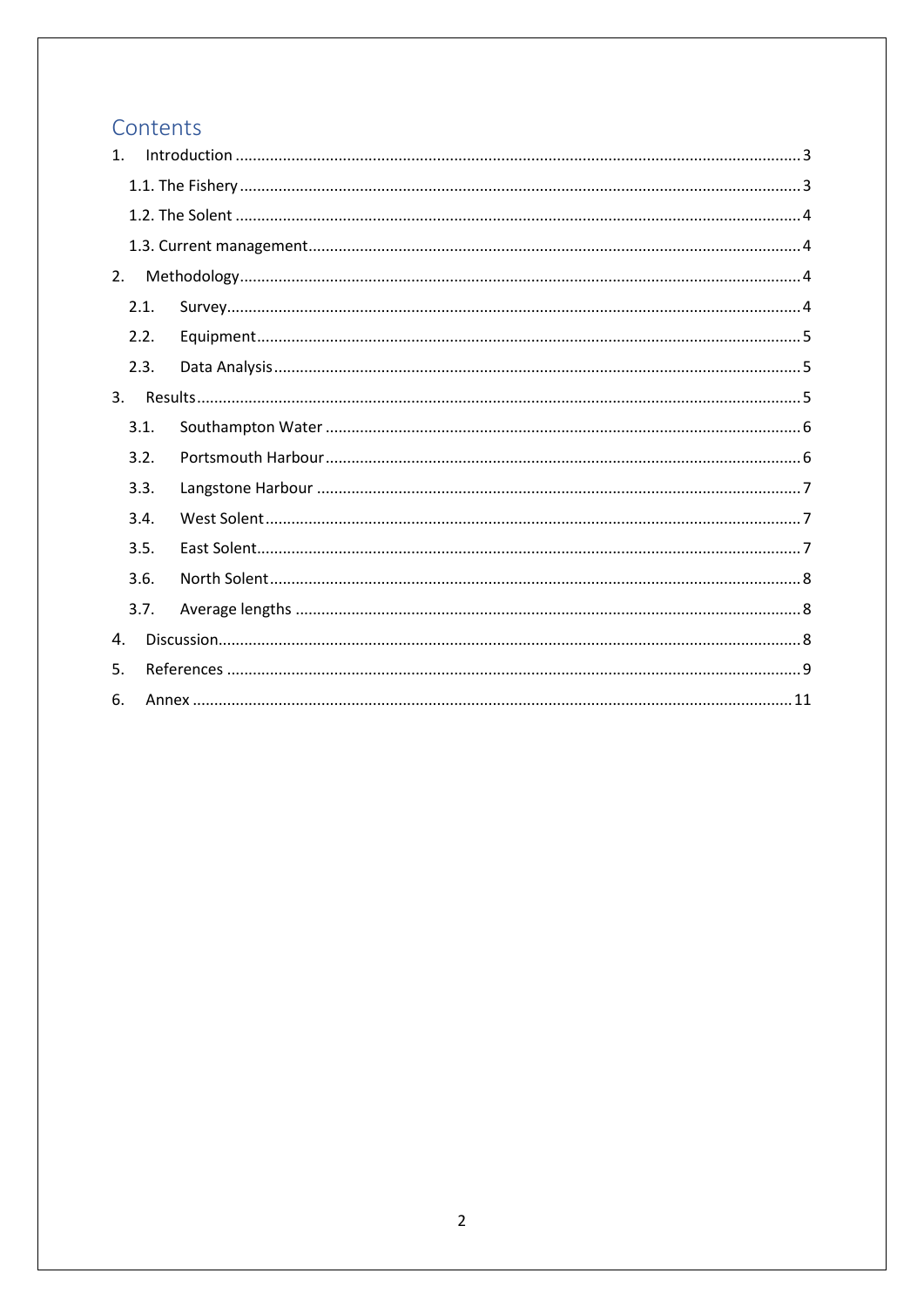# Contents

1. Introduction ........................................................................ 3
   1.1. The Fishery ........................................................................ 3
   1.2. The Solent ........................................................................ 4
   1.3. Current management ........................................................................ 4
2. Methodology ........................................................................ 4
   2.1. Survey ........................................................................ 4
   2.2. Equipment ........................................................................ 5
   2.3. Data Analysis ........................................................................ 5
3. Results ........................................................................ 5
   3.1. Southampton Water ........................................................................ 6
   3.2. Portsmouth Harbour ........................................................................ 6
   3.3. Langstone Harbour ........................................................................ 7
   3.4. West Solent ........................................................................ 7
   3.5. East Solent ........................................................................ 7
   3.6. North Solent ........................................................................ 8
   3.7. Average lengths ........................................................................ 8
4. Discussion ........................................................................ 8
5. References ........................................................................ 9
6. Annex ........................................................................ 11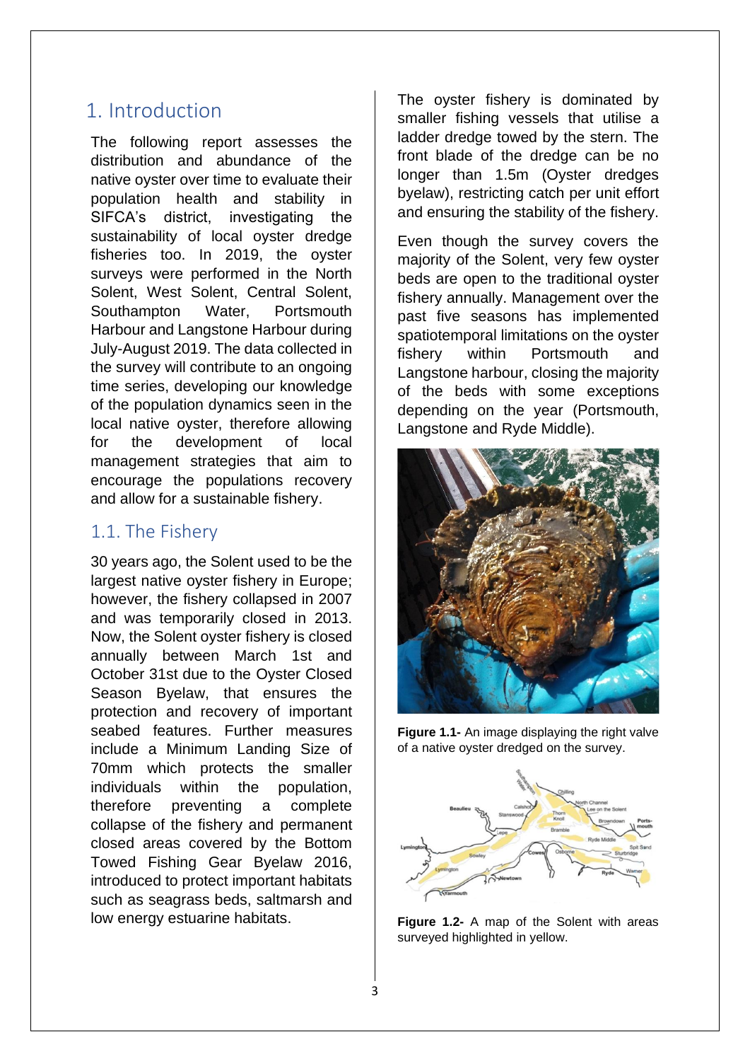# 1. Introduction

The following report assesses the distribution and abundance of the native oyster over time to evaluate their population health and stability in SIFCA's district, investigating the sustainability of local oyster dredge fisheries too. In 2019, the oyster surveys were performed in the North Solent, West Solent, Central Solent, Southampton Water, Portsmouth Harbour and Langstone Harbour during July-August 2019. The data collected in the survey will contribute to an ongoing time series, developing our knowledge of the population dynamics seen in the local native oyster, therefore allowing for the development of local management strategies that aim to encourage the populations recovery and allow for a sustainable fishery.

## 1.1. The Fishery

30 years ago, the Solent used to be the largest native oyster fishery in Europe; however, the fishery collapsed in 2007 and was temporarily closed in 2013. Now, the Solent oyster fishery is closed annually between March 1st and October 31st due to the Oyster Closed Season Byelaw, that ensures the protection and recovery of important seabed features. Further measures include a Minimum Landing Size of 70mm which protects the smaller individuals within the population, therefore preventing a complete collapse of the fishery and permanent closed areas covered by the Bottom Towed Fishing Gear Byelaw 2016, introduced to protect important habitats such as seagrass beds, saltmarsh and low energy estuarine habitats.

The oyster fishery is dominated by smaller fishing vessels that utilise a ladder dredge towed by the stern. The front blade of the dredge can be no longer than 1.5m (Oyster dredges byelaw), restricting catch per unit effort and ensuring the stability of the fishery.

Even though the survey covers the majority of the Solent, very few oyster beds are open to the traditional oyster fishery annually. Management over the past five seasons has implemented spatiotemporal limitations on the oyster fishery within Portsmouth and Langstone harbour, closing the majority of the beds with some exceptions depending on the year (Portsmouth, Langstone and Ryde Middle).

**Figure 1.1-** An image displaying the right valve of a native oyster dredged on the survey.

**Figure 1.2-** A map of the Solent with areas surveyed highlighted in yellow.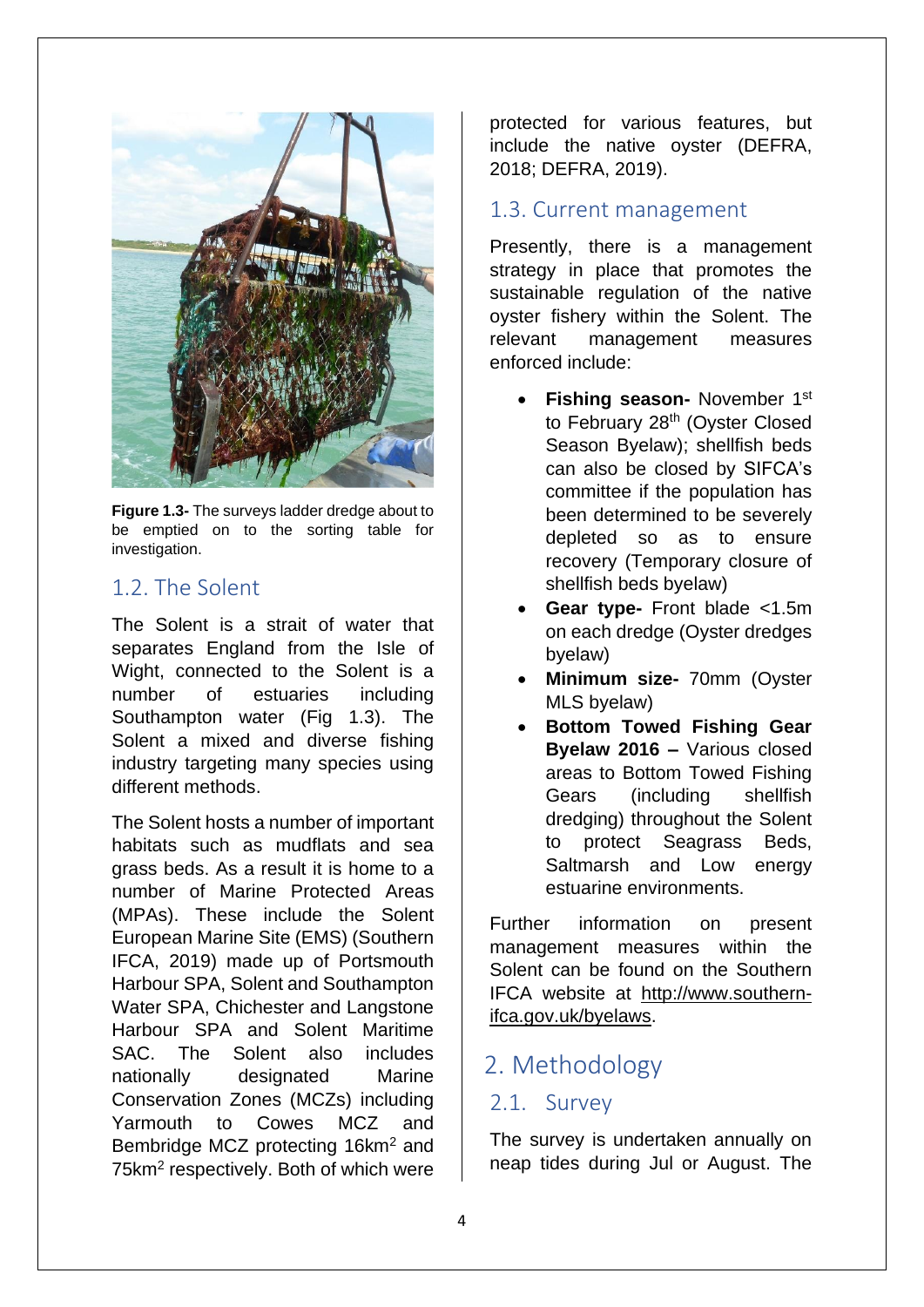**Figure 1.3-** The surveys ladder dredge about to be emptied on to the sorting table for investigation.

## 1.2. The Solent

The Solent is a strait of water that separates England from the Isle of Wight, connected to the Solent is a number of estuaries including Southampton water (Fig 1.3). The Solent a mixed and diverse fishing industry targeting many species using different methods.

The Solent hosts a number of important habitats such as mudflats and sea grass beds. As a result it is home to a number of Marine Protected Areas (MPAs). These include the Solent European Marine Site (EMS) (Southern IFCA, 2019) made up of Portsmouth Harbour SPA, Solent and Southampton Water SPA, Chichester and Langstone Harbour SPA and Solent Maritime SAC. The Solent also includes nationally designated Marine Conservation Zones (MCZs) including Yarmouth to Cowes MCZ and Bembridge MCZ protecting 16km$^2$ and 75km$^2$ respectively. Both of which were protected for various features, but include the native oyster (DEFRA, 2018; DEFRA, 2019).

## 1.3. Current management

Presently, there is a management strategy in place that promotes the sustainable regulation of the native oyster fishery within the Solent. The relevant management measures enforced include:

- **Fishing season-** November 1st to February 28th (Oyster Closed Season Byelaw); shellfish beds can also be closed by SIFCA's committee if the population has been determined to be severely depleted so as to ensure recovery (Temporary closure of shellfish beds byelaw)
- **Gear type-** Front blade <1.5m on each dredge (Oyster dredges byelaw)
- **Minimum size-** 70mm (Oyster MLS byelaw)
- **Bottom Towed Fishing Gear Byelaw 2016 –** Various closed areas to Bottom Towed Fishing Gears (including shellfish dredging) throughout the Solent to protect Seagrass Beds, Saltmarsh and Low energy estuarine environments.

Further information on present management measures within the Solent can be found on the Southern IFCA website at http://www.southern-ifca.gov.uk/byelaws.

# 2. Methodology

## 2.1. Survey

The survey is undertaken annually on neap tides during Jul or August. The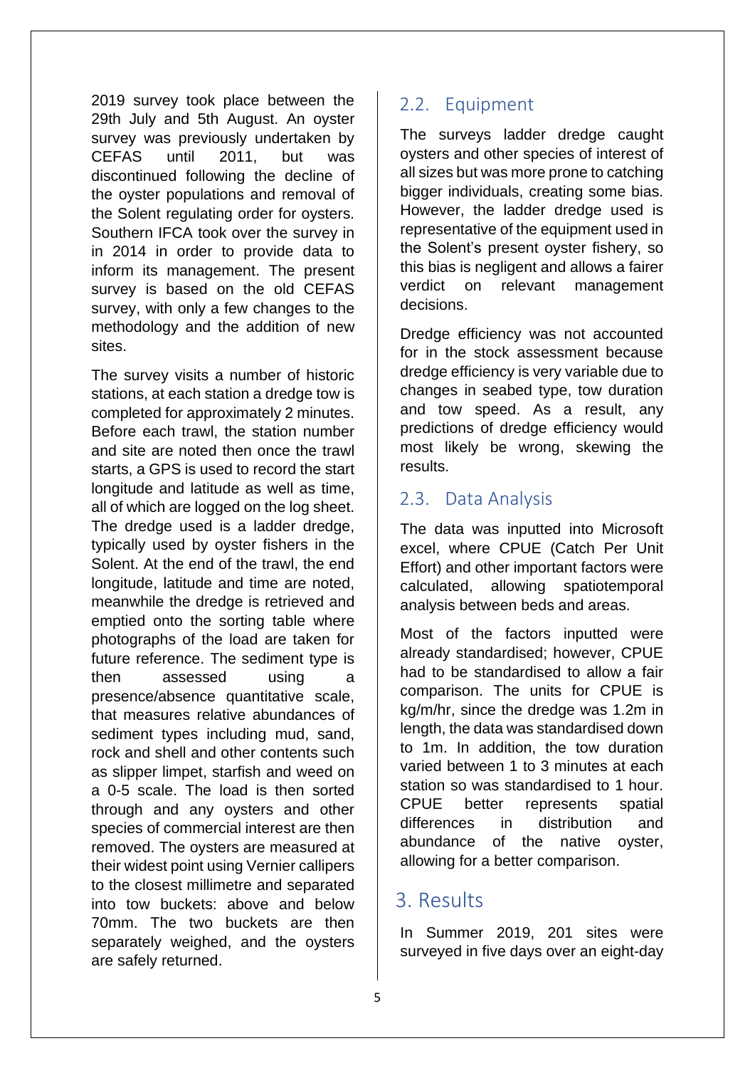2019 survey took place between the 29th July and 5th August. An oyster survey was previously undertaken by CEFAS until 2011, but was discontinued following the decline of the oyster populations and removal of the Solent regulating order for oysters. Southern IFCA took over the survey in in 2014 in order to provide data to inform its management. The present survey is based on the old CEFAS survey, with only a few changes to the methodology and the addition of new sites.

The survey visits a number of historic stations, at each station a dredge tow is completed for approximately 2 minutes. Before each trawl, the station number and site are noted then once the trawl starts, a GPS is used to record the start longitude and latitude as well as time, all of which are logged on the log sheet. The dredge used is a ladder dredge, typically used by oyster fishers in the Solent. At the end of the trawl, the end longitude, latitude and time are noted, meanwhile the dredge is retrieved and emptied onto the sorting table where photographs of the load are taken for future reference. The sediment type is then assessed using a presence/absence quantitative scale, that measures relative abundances of sediment types including mud, sand, rock and shell and other contents such as slipper limpet, starfish and weed on a 0-5 scale. The load is then sorted through and any oysters and other species of commercial interest are then removed. The oysters are measured at their widest point using Vernier callipers to the closest millimetre and separated into tow buckets: above and below 70mm. The two buckets are then separately weighed, and the oysters are safely returned.

## 2.2. Equipment

The surveys ladder dredge caught oysters and other species of interest of all sizes but was more prone to catching bigger individuals, creating some bias. However, the ladder dredge used is representative of the equipment used in the Solent's present oyster fishery, so this bias is negligent and allows a fairer verdict on relevant management decisions.

Dredge efficiency was not accounted for in the stock assessment because dredge efficiency is very variable due to changes in seabed type, tow duration and tow speed. As a result, any predictions of dredge efficiency would most likely be wrong, skewing the results.

## 2.3. Data Analysis

The data was inputted into Microsoft excel, where CPUE (Catch Per Unit Effort) and other important factors were calculated, allowing spatiotemporal analysis between beds and areas.

Most of the factors inputted were already standardised; however, CPUE had to be standardised to allow a fair comparison. The units for CPUE is kg/m/hr, since the dredge was 1.2m in length, the data was standardised down to 1m. In addition, the tow duration varied between 1 to 3 minutes at each station so was standardised to 1 hour. CPUE better represents spatial differences in distribution and abundance of the native oyster, allowing for a better comparison.

# 3. Results

In Summer 2019, 201 sites were surveyed in five days over an eight-day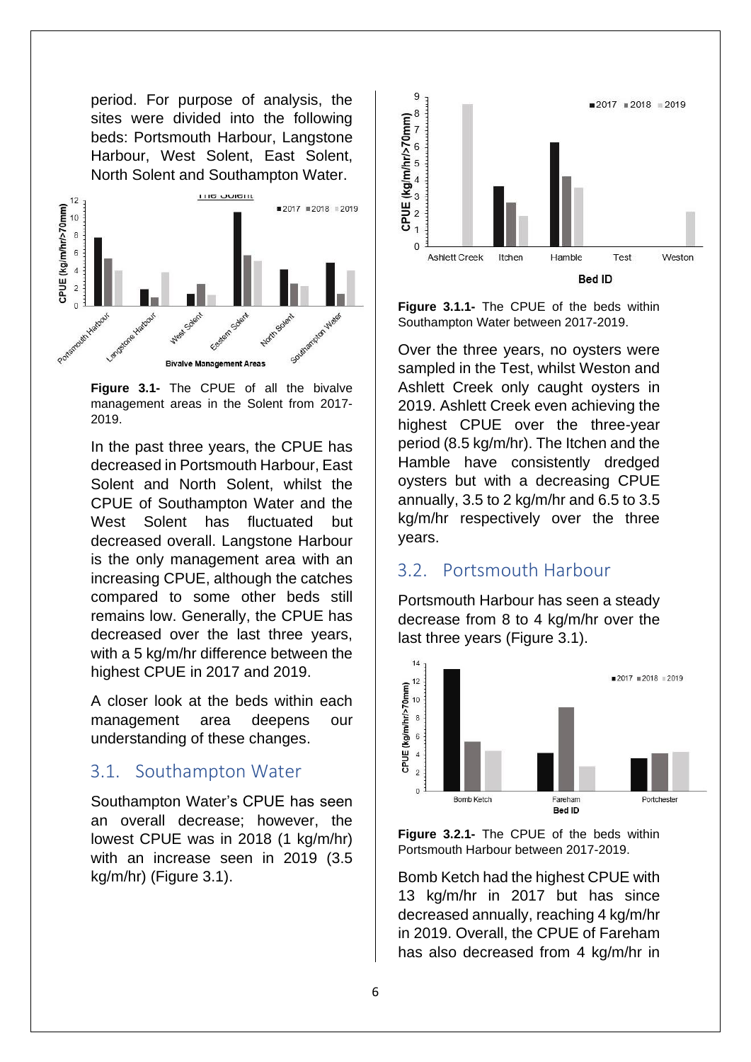period. For purpose of analysis, the sites were divided into the following beds: Portsmouth Harbour, Langstone Harbour, West Solent, East Solent, North Solent and Southampton Water.

**Figure 3.1-** The CPUE of all the bivalve management areas in the Solent from 2017-2019.

In the past three years, the CPUE has decreased in Portsmouth Harbour, East Solent and North Solent, whilst the CPUE of Southampton Water and the West Solent has fluctuated but decreased overall. Langstone Harbour is the only management area with an increasing CPUE, although the catches compared to some other beds still remains low. Generally, the CPUE has decreased over the last three years, with a 5 kg/m/hr difference between the highest CPUE in 2017 and 2019.

A closer look at the beds within each management area deepens our understanding of these changes.

## 3.1. Southampton Water

Southampton Water's CPUE has seen an overall decrease; however, the lowest CPUE was in 2018 (1 kg/m/hr) with an increase seen in 2019 (3.5 kg/m/hr) (Figure 3.1).

**Figure 3.1.1-** The CPUE of the beds within Southampton Water between 2017-2019.

Over the three years, no oysters were sampled in the Test, whilst Weston and Ashlett Creek only caught oysters in 2019. Ashlett Creek even achieving the highest CPUE over the three-year period (8.5 kg/m/hr). The Itchen and the Hamble have consistently dredged oysters but with a decreasing CPUE annually, 3.5 to 2 kg/m/hr and 6.5 to 3.5 kg/m/hr respectively over the three years.

## 3.2. Portsmouth Harbour

Portsmouth Harbour has seen a steady decrease from 8 to 4 kg/m/hr over the last three years (Figure 3.1).

**Figure 3.2.1-** The CPUE of the beds within Portsmouth Harbour between 2017-2019.

Bomb Ketch had the highest CPUE with 13 kg/m/hr in 2017 but has since decreased annually, reaching 4 kg/m/hr in 2019. Overall, the CPUE of Fareham has also decreased from 4 kg/m/hr in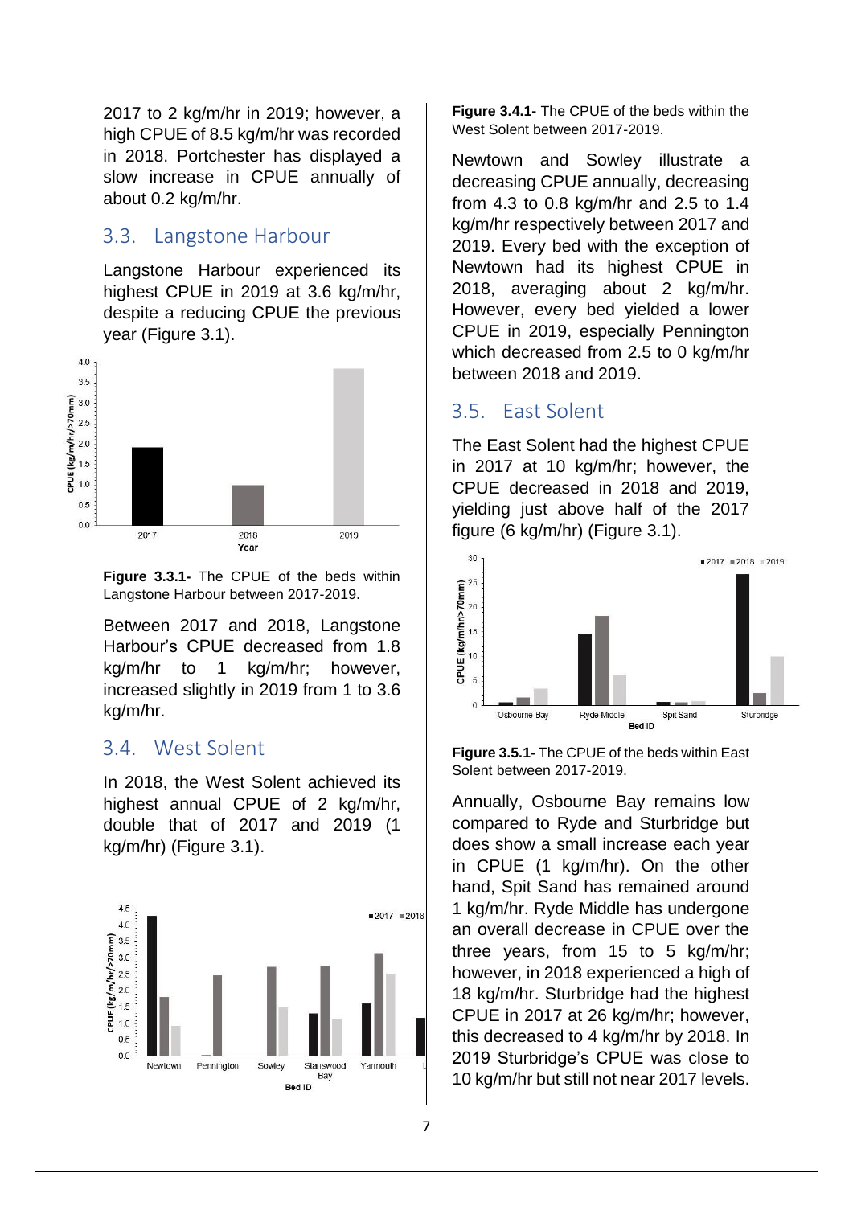2017 to 2 kg/m/hr in 2019; however, a high CPUE of 8.5 kg/m/hr was recorded in 2018. Portchester has displayed a slow increase in CPUE annually of about 0.2 kg/m/hr.

## 3.3. Langstone Harbour

Langstone Harbour experienced its highest CPUE in 2019 at 3.6 kg/m/hr, despite a reducing CPUE the previous year (Figure 3.1).

**Figure 3.3.1-** The CPUE of the beds within Langstone Harbour between 2017-2019.

Between 2017 and 2018, Langstone Harbour's CPUE decreased from 1.8 kg/m/hr to 1 kg/m/hr; however, increased slightly in 2019 from 1 to 3.6 kg/m/hr.

## 3.4. West Solent

In 2018, the West Solent achieved its highest annual CPUE of 2 kg/m/hr, double that of 2017 and 2019 (1 kg/m/hr) (Figure 3.1).

**Figure 3.4.1-** The CPUE of the beds within the West Solent between 2017-2019.

Newtown and Sowley illustrate a decreasing CPUE annually, decreasing from 4.3 to 0.8 kg/m/hr and 2.5 to 1.4 kg/m/hr respectively between 2017 and 2019. Every bed with the exception of Newtown had its highest CPUE in 2018, averaging about 2 kg/m/hr. However, every bed yielded a lower CPUE in 2019, especially Pennington which decreased from 2.5 to 0 kg/m/hr between 2018 and 2019.

## 3.5. East Solent

The East Solent had the highest CPUE in 2017 at 10 kg/m/hr; however, the CPUE decreased in 2018 and 2019, yielding just above half of the 2017 figure (6 kg/m/hr) (Figure 3.1).

**Figure 3.5.1-** The CPUE of the beds within East Solent between 2017-2019.

Annually, Osbourne Bay remains low compared to Ryde and Sturbridge but does show a small increase each year in CPUE (1 kg/m/hr). On the other hand, Spit Sand has remained around 1 kg/m/hr. Ryde Middle has undergone an overall decrease in CPUE over the three years, from 15 to 5 kg/m/hr; however, in 2018 experienced a high of 18 kg/m/hr. Sturbridge had the highest CPUE in 2017 at 26 kg/m/hr; however, this decreased to 4 kg/m/hr by 2018. In 2019 Sturbridge's CPUE was close to 10 kg/m/hr but still not near 2017 levels.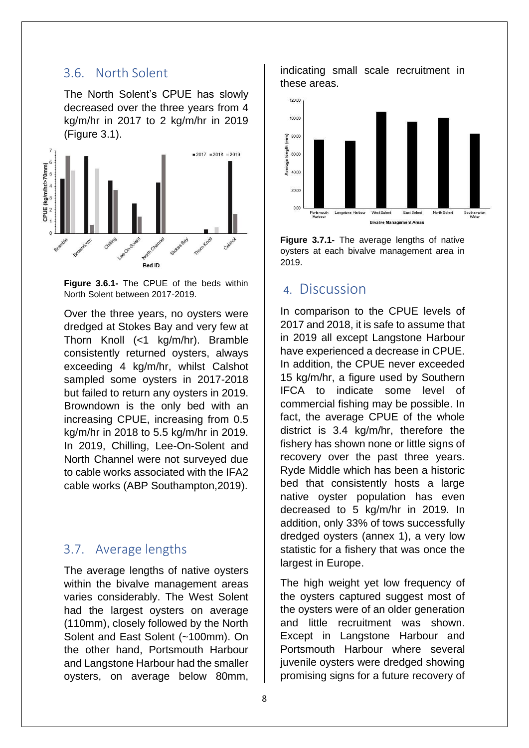## 3.6. North Solent

The North Solent's CPUE has slowly decreased over the three years from 4 kg/m/hr in 2017 to 2 kg/m/hr in 2019 (Figure 3.1).

**Figure 3.6.1-** The CPUE of the beds within North Solent between 2017-2019.

Over the three years, no oysters were dredged at Stokes Bay and very few at Thorn Knoll (<1 kg/m/hr). Bramble consistently returned oysters, always exceeding 4 kg/m/hr, whilst Calshot sampled some oysters in 2017-2018 but failed to return any oysters in 2019. Browndown is the only bed with an increasing CPUE, increasing from 0.5 kg/m/hr in 2018 to 5.5 kg/m/hr in 2019. In 2019, Chilling, Lee-On-Solent and North Channel were not surveyed due to cable works associated with the IFA2 cable works (ABP Southampton,2019).

## 3.7. Average lengths

The average lengths of native oysters within the bivalve management areas varies considerably. The West Solent had the largest oysters on average (110mm), closely followed by the North Solent and East Solent (~100mm). On the other hand, Portsmouth Harbour and Langstone Harbour had the smaller oysters, on average below 80mm, indicating small scale recruitment in these areas.

**Figure 3.7.1-** The average lengths of native oysters at each bivalve management area in 2019.

# 4. Discussion

In comparison to the CPUE levels of 2017 and 2018, it is safe to assume that in 2019 all except Langstone Harbour have experienced a decrease in CPUE. In addition, the CPUE never exceeded 15 kg/m/hr, a figure used by Southern IFCA to indicate some level of commercial fishing may be possible. In fact, the average CPUE of the whole district is 3.4 kg/m/hr, therefore the fishery has shown none or little signs of recovery over the past three years. Ryde Middle which has been a historic bed that consistently hosts a large native oyster population has even decreased to 5 kg/m/hr in 2019. In addition, only 33% of tows successfully dredged oysters (annex 1), a very low statistic for a fishery that was once the largest in Europe.

The high weight yet low frequency of the oysters captured suggest most of the oysters were of an older generation and little recruitment was shown. Except in Langstone Harbour and Portsmouth Harbour where several juvenile oysters were dredged showing promising signs for a future recovery of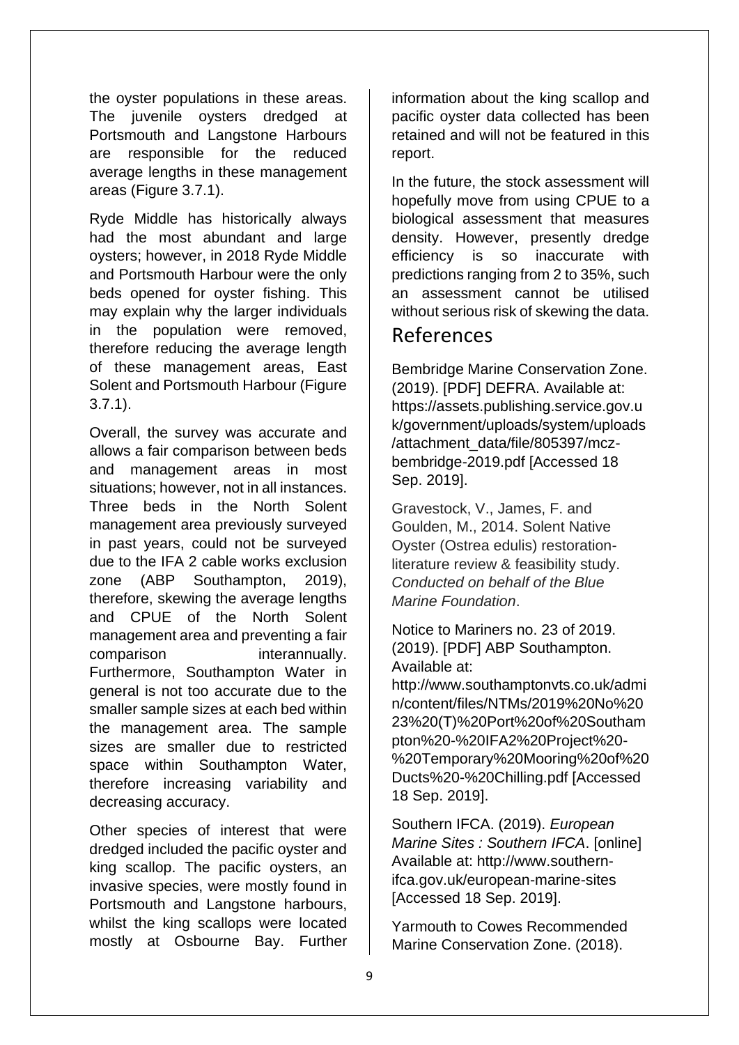the oyster populations in these areas. The juvenile oysters dredged at Portsmouth and Langstone Harbours are responsible for the reduced average lengths in these management areas (Figure 3.7.1).

Ryde Middle has historically always had the most abundant and large oysters; however, in 2018 Ryde Middle and Portsmouth Harbour were the only beds opened for oyster fishing. This may explain why the larger individuals in the population were removed, therefore reducing the average length of these management areas, East Solent and Portsmouth Harbour (Figure 3.7.1).

Overall, the survey was accurate and allows a fair comparison between beds and management areas in most situations; however, not in all instances. Three beds in the North Solent management area previously surveyed in past years, could not be surveyed due to the IFA 2 cable works exclusion zone (ABP Southampton, 2019), therefore, skewing the average lengths and CPUE of the North Solent management area and preventing a fair comparison interannually. Furthermore, Southampton Water in general is not too accurate due to the smaller sample sizes at each bed within the management area. The sample sizes are smaller due to restricted space within Southampton Water, therefore increasing variability and decreasing accuracy.

Other species of interest that were dredged included the pacific oyster and king scallop. The pacific oysters, an invasive species, were mostly found in Portsmouth and Langstone harbours, whilst the king scallops were located mostly at Osbourne Bay. Further information about the king scallop and pacific oyster data collected has been retained and will not be featured in this report.

In the future, the stock assessment will hopefully move from using CPUE to a biological assessment that measures density. However, presently dredge efficiency is so inaccurate with predictions ranging from 2 to 35%, such an assessment cannot be utilised without serious risk of skewing the data.

# References

Bembridge Marine Conservation Zone. (2019). [PDF] DEFRA. Available at: https://assets.publishing.service.gov.uk/government/uploads/system/uploads/attachment_data/file/805397/mcz-bembridge-2019.pdf [Accessed 18 Sep. 2019].

Gravestock, V., James, F. and Goulden, M., 2014. Solent Native Oyster (Ostrea edulis) restoration-literature review & feasibility study. *Conducted on behalf of the Blue Marine Foundation*.

Notice to Mariners no. 23 of 2019. (2019). [PDF] ABP Southampton. Available at: http://www.southamptonvts.co.uk/admin/content/files/NTMs/2019%20No%2023%20(T)%20Port%20of%20Southampton%20-%20IFA2%20Project%20-%20Temporary%20Mooring%20of%20Ducts%20-%20Chilling.pdf [Accessed 18 Sep. 2019].

Southern IFCA. (2019). *European Marine Sites : Southern IFCA*. [online] Available at: http://www.southern-ifca.gov.uk/european-marine-sites [Accessed 18 Sep. 2019].

Yarmouth to Cowes Recommended Marine Conservation Zone. (2018).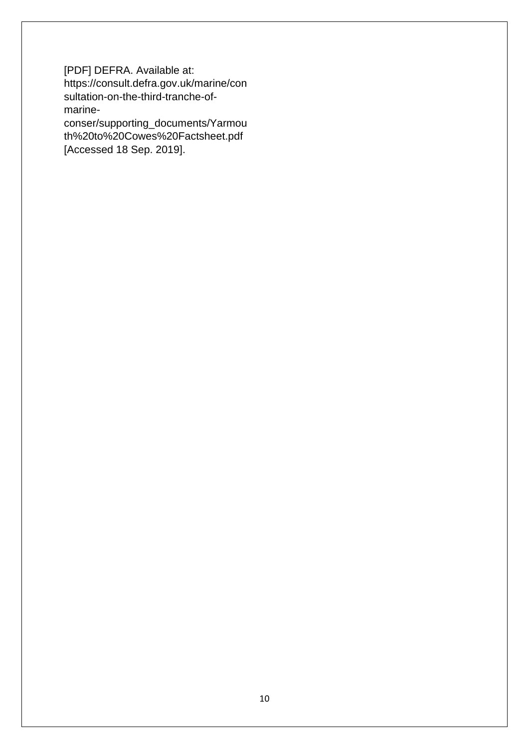[PDF] DEFRA. Available at: https://consult.defra.gov.uk/marine/consultation-on-the-third-tranche-of-marine-conser/supporting_documents/Yarmouth%20to%20Cowes%20Factsheet.pdf [Accessed 18 Sep. 2019].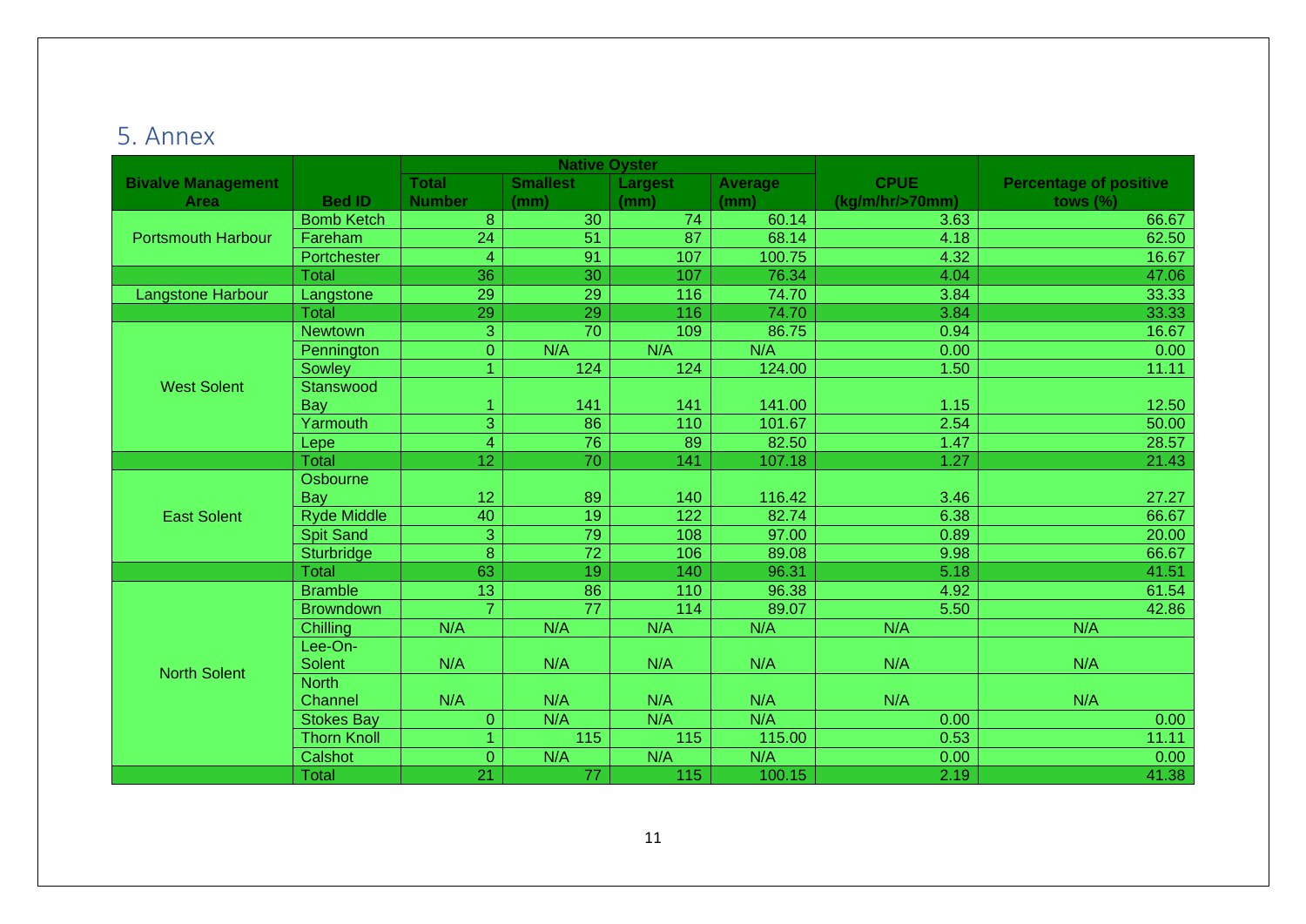## 5. Annex

| Bivalve Management Area | Bed ID | Native Oyster | | | | CPUE (kg/m/hr/>70mm) | Percentage of positive tows (%) |
|---|---|---|---|---|---|---|---|
| | | Total Number | Smallest (mm) | Largest (mm) | Average (mm) | | |
| Portsmouth Harbour | Bomb Ketch | 8 | 30 | 74 | 60.14 | 3.63 | 66.67 |
| | Fareham | 24 | 51 | 87 | 68.14 | 4.18 | 62.50 |
| | Portchester | 4 | 91 | 107 | 100.75 | 4.32 | 16.67 |
| | Total | 36 | 30 | 107 | 76.34 | 4.04 | 47.06 |
| Langstone Harbour | Langstone | 29 | 29 | 116 | 74.70 | 3.84 | 33.33 |
| | Total | 29 | 29 | 116 | 74.70 | 3.84 | 33.33 |
| West Solent | Newtown | 3 | 70 | 109 | 86.75 | 0.94 | 16.67 |
| | Pennington | 0 | N/A | N/A | N/A | 0.00 | 0.00 |
| | Sowley | 1 | 124 | 124 | 124.00 | 1.50 | 11.11 |
| | Stanswood Bay | 1 | 141 | 141 | 141.00 | 1.15 | 12.50 |
| | Yarmouth | 3 | 86 | 110 | 101.67 | 2.54 | 50.00 |
| | Lepe | 4 | 76 | 89 | 82.50 | 1.47 | 28.57 |
| | Total | 12 | 70 | 141 | 107.18 | 1.27 | 21.43 |
| East Solent | Osbourne Bay | 12 | 89 | 140 | 116.42 | 3.46 | 27.27 |
| | Ryde Middle | 40 | 19 | 122 | 82.74 | 6.38 | 66.67 |
| | Spit Sand | 3 | 79 | 108 | 97.00 | 0.89 | 20.00 |
| | Sturbridge | 8 | 72 | 106 | 89.08 | 9.98 | 66.67 |
| | Total | 63 | 19 | 140 | 96.31 | 5.18 | 41.51 |
| North Solent | Bramble | 13 | 86 | 110 | 96.38 | 4.92 | 61.54 |
| | Browndown | 7 | 77 | 114 | 89.07 | 5.50 | 42.86 |
| | Chilling | N/A | N/A | N/A | N/A | N/A | N/A |
| | Lee-On-Solent | N/A | N/A | N/A | N/A | N/A | N/A |
| | North Channel | N/A | N/A | N/A | N/A | N/A | N/A |
| | Stokes Bay | 0 | N/A | N/A | N/A | 0.00 | 0.00 |
| | Thorn Knoll | 1 | 115 | 115 | 115.00 | 0.53 | 11.11 |
| | Calshot | 0 | N/A | N/A | N/A | 0.00 | 0.00 |
| | Total | 21 | 77 | 115 | 100.15 | 2.19 | 41.38 |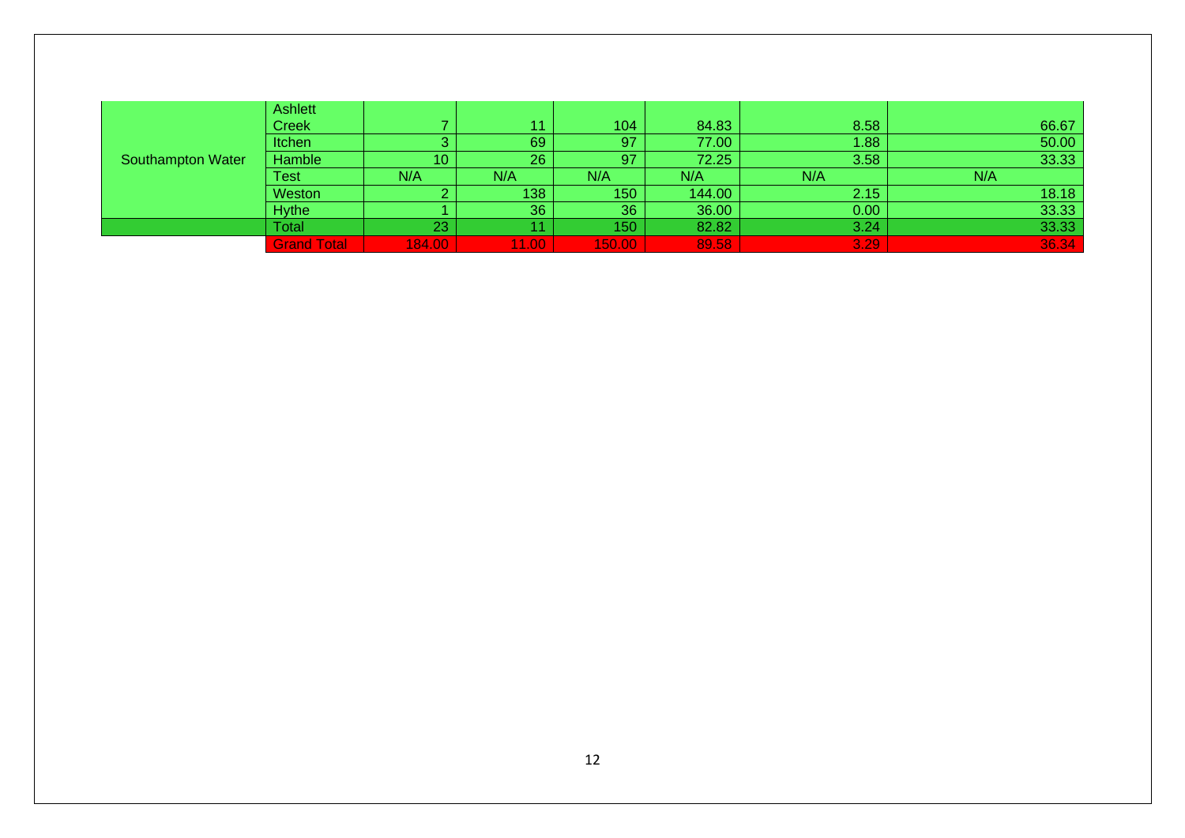| | | | | | | | |
|---|---|---|---|---|---|---|---|
| Southampton Water | Ashlett Creek | 7 | 11 | 104 | 84.83 | 8.58 | 66.67 |
| | Itchen | 3 | 69 | 97 | 77.00 | 1.88 | 50.00 |
| | Hamble | 10 | 26 | 97 | 72.25 | 3.58 | 33.33 |
| | Test | N/A | N/A | N/A | N/A | N/A | N/A |
| | Weston | 2 | 138 | 150 | 144.00 | 2.15 | 18.18 |
| | Hythe | 1 | 36 | 36 | 36.00 | 0.00 | 33.33 |
| | Total | 23 | 11 | 150 | 82.82 | 3.24 | 33.33 |
| | Grand Total | 184.00 | 11.00 | 150.00 | 89.58 | 3.29 | 36.34 |